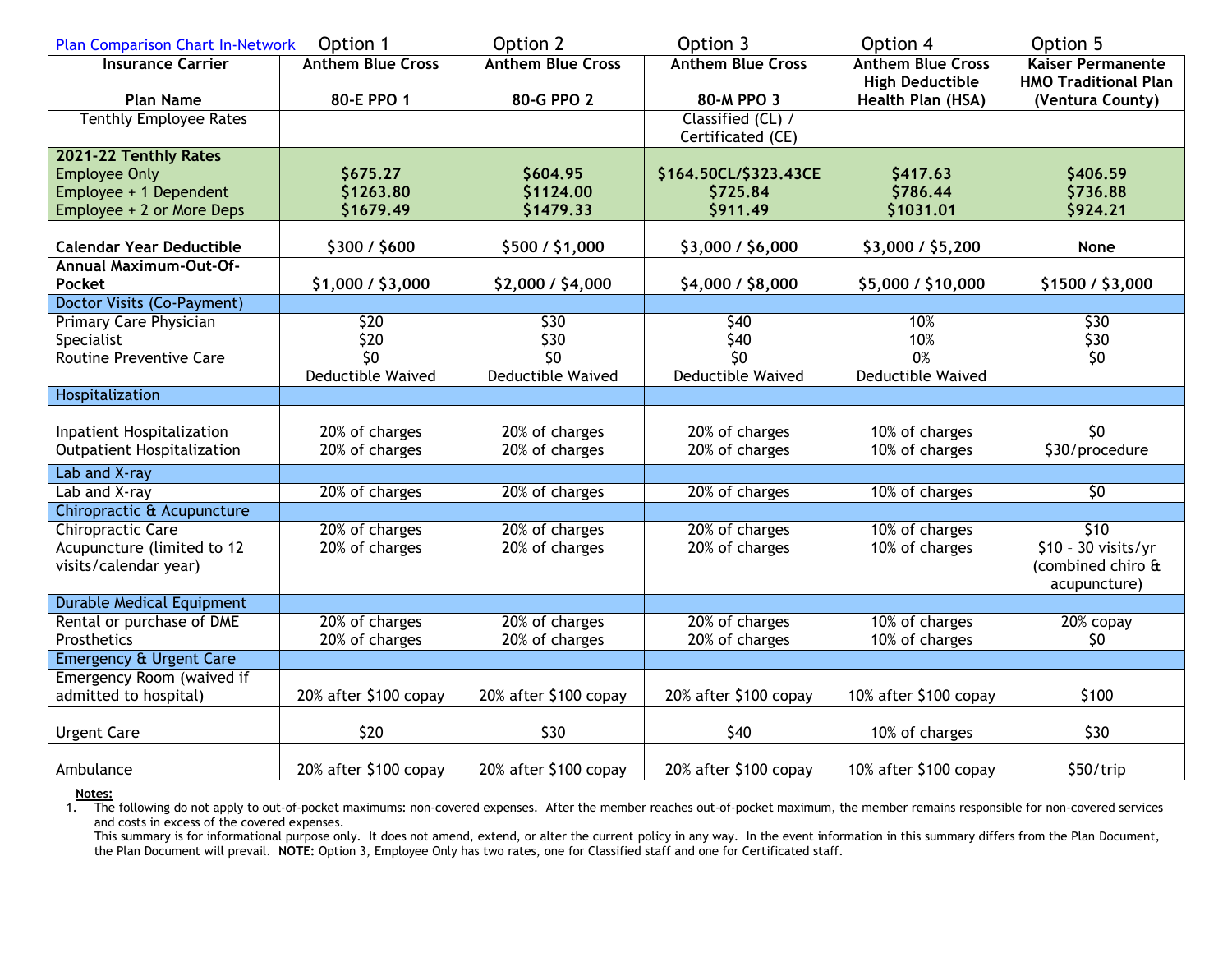| Plan Comparison Chart In-Network | Option 1 | Option 2 | Option 3 | Option 4 | Option 5 |
|---|---|---|---|---|---|
| **Insurance Carrier** | **Anthem Blue Cross** | **Anthem Blue Cross** | **Anthem Blue Cross** | **Anthem Blue Cross High Deductible** | **Kaiser Permanente HMO Traditional Plan** |
| **Plan Name** | **80-E PPO 1** | **80-G PPO 2** | **80-M PPO 3** | **Health Plan (HSA)** | **(Ventura County)** |
| Tenthly Employee Rates | | | Classified (CL) / Certificated (CE) | | |
| **2021-22 Tenthly Rates** | | | | | |
| Employee Only | **$675.27** | **$604.95** | **$164.50CL/$323.43CE** | **$417.63** | **$406.59** |
| Employee + 1 Dependent | **$1263.80** | **$1124.00** | **$725.84** | **$786.44** | **$736.88** |
| Employee + 2 or More Deps | **$1679.49** | **$1479.33** | **$911.49** | **$1031.01** | **$924.21** |
| **Calendar Year Deductible** | **$300 / $600** | **$500 / $1,000** | **$3,000 / $6,000** | **$3,000 / $5,200** | **None** |
| **Annual Maximum-Out-Of-Pocket** | **$1,000 / $3,000** | **$2,000 / $4,000** | **$4,000 / $8,000** | **$5,000 / $10,000** | **$1500 / $3,000** |
| Doctor Visits (Co-Payment) | | | | | |
| Primary Care Physician | $20 | $30 | $40 | 10% | $30 |
| Specialist | $20 | $30 | $40 | 10% | $30 |
| Routine Preventive Care | $0 Deductible Waived | $0 Deductible Waived | $0 Deductible Waived | 0% Deductible Waived | $0 |
| Hospitalization | | | | | |
| Inpatient Hospitalization | 20% of charges | 20% of charges | 20% of charges | 10% of charges | $0 |
| Outpatient Hospitalization | 20% of charges | 20% of charges | 20% of charges | 10% of charges | $30/procedure |
| Lab and X-ray | | | | | |
| Lab and X-ray | 20% of charges | 20% of charges | 20% of charges | 10% of charges | $0 |
| Chiropractic & Acupuncture | | | | | |
| Chiropractic Care | 20% of charges | 20% of charges | 20% of charges | 10% of charges | $10 |
| Acupuncture (limited to 12 visits/calendar year) | 20% of charges | 20% of charges | 20% of charges | 10% of charges | $10 – 30 visits/yr (combined chiro & acupuncture) |
| Durable Medical Equipment | | | | | |
| Rental or purchase of DME | 20% of charges | 20% of charges | 20% of charges | 10% of charges | 20% copay |
| Prosthetics | 20% of charges | 20% of charges | 20% of charges | 10% of charges | $0 |
| Emergency & Urgent Care | | | | | |
| Emergency Room (waived if admitted to hospital) | 20% after $100 copay | 20% after $100 copay | 20% after $100 copay | 10% after $100 copay | $100 |
| Urgent Care | $20 | $30 | $40 | 10% of charges | $30 |
| Ambulance | 20% after $100 copay | 20% after $100 copay | 20% after $100 copay | 10% after $100 copay | $50/trip |

**Notes:**

1. The following do not apply to out-of-pocket maximums: non-covered expenses. After the member reaches out-of-pocket maximum, the member remains responsible for non-covered services and costs in excess of the covered expenses.

   This summary is for informational purpose only. It does not amend, extend, or alter the current policy in any way. In the event information in this summary differs from the Plan Document, the Plan Document will prevail. **NOTE:** Option 3, Employee Only has two rates, one for Classified staff and one for Certificated staff.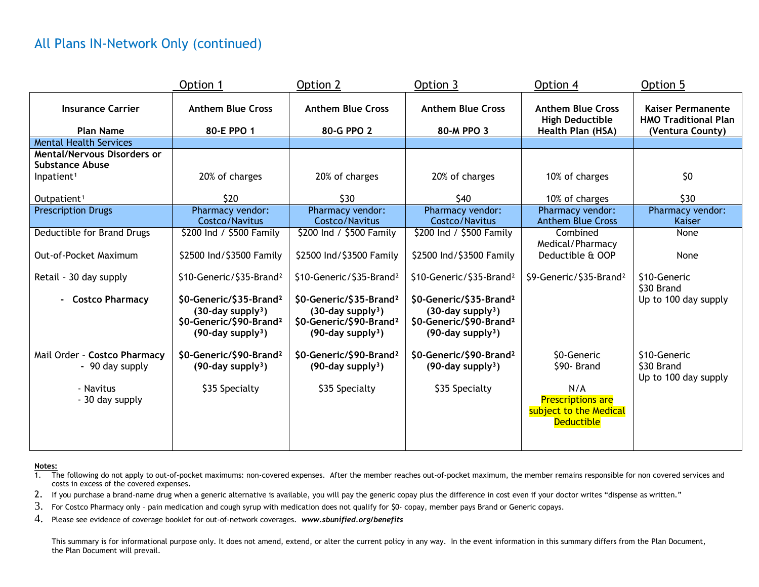## All Plans IN-Network Only (continued)

| | Option 1 | Option 2 | Option 3 | Option 4 | Option 5 |
|---|---|---|---|---|---|
| **Insurance Carrier**<br><br>**Plan Name** | **Anthem Blue Cross**<br><br>**80-E PPO 1** | **Anthem Blue Cross**<br><br>**80-G PPO 2** | **Anthem Blue Cross**<br><br>**80-M PPO 3** | **Anthem Blue Cross High Deductible Health Plan (HSA)** | **Kaiser Permanente HMO Traditional Plan (Ventura County)** |
| Mental Health Services | | | | | |
| **Mental/Nervous Disorders or Substance Abuse**<br>Inpatient[1]<br><br>Outpatient[1] | 20% of charges<br><br>$20 | 20% of charges<br><br>$30 | 20% of charges<br><br>$40 | 10% of charges<br><br>10% of charges | $0<br><br>$30 |
| Prescription Drugs | Pharmacy vendor: Costco/Navitus | Pharmacy vendor: Costco/Navitus | Pharmacy vendor: Costco/Navitus | Pharmacy vendor: Anthem Blue Cross | Pharmacy vendor: Kaiser |
| Deductible for Brand Drugs<br><br>Out-of-Pocket Maximum | $200 Ind / $500 Family<br><br>$2500 Ind/$3500 Family | $200 Ind / $500 Family<br><br>$2500 Ind/$3500 Family | $200 Ind / $500 Family<br><br>$2500 Ind/$3500 Family | Combined Medical/Pharmacy Deductible & OOP | None<br><br>None |
| Retail – 30 day supply<br><br>- **Costco Pharmacy** | $10-Generic/$35-Brand[2]<br><br>**$0-Generic/$35-Brand[2] (30-day supply[3])**<br>**$0-Generic/$90-Brand[2] (90-day supply[3])** | $10-Generic/$35-Brand[2]<br><br>**$0-Generic/$35-Brand[2] (30-day supply[3])**<br>**$0-Generic/$90-Brand[2] (90-day supply[3])** | $10-Generic/$35-Brand[2]<br><br>**$0-Generic/$35-Brand[2] (30-day supply[3])**<br>**$0-Generic/$90-Brand[2] (90-day supply[3])** | $9-Generic/$35-Brand[2] | $10-Generic<br>$30 Brand<br>Up to 100 day supply |
| Mail Order – **Costco Pharmacy**<br>- 90 day supply<br><br>- Navitus<br>- 30 day supply | **$0-Generic/$90-Brand[2] (90-day supply[3])**<br><br>$35 Specialty | **$0-Generic/$90-Brand[2] (90-day supply[3])**<br><br>$35 Specialty | **$0-Generic/$90-Brand[2] (90-day supply[3])**<br><br>$35 Specialty | $0-Generic<br>$90- Brand<br><br>N/A<br>Prescriptions are subject to the Medical Deductible | $10-Generic<br>$30 Brand<br>Up to 100 day supply |

**Notes:**

1. The following do not apply to out-of-pocket maximums: non-covered expenses. After the member reaches out-of-pocket maximum, the member remains responsible for non covered services and costs in excess of the covered expenses.
2. If you purchase a brand-name drug when a generic alternative is available, you will pay the generic copay plus the difference in cost even if your doctor writes "dispense as written."
3. For Costco Pharmacy only – pain medication and cough syrup with medication does not qualify for $0- copay, member pays Brand or Generic copays.
4. Please see evidence of coverage booklet for out-of-network coverages. ***www.sbunified.org/benefits***

This summary is for informational purpose only. It does not amend, extend, or alter the current policy in any way. In the event information in this summary differs from the Plan Document, the Plan Document will prevail.